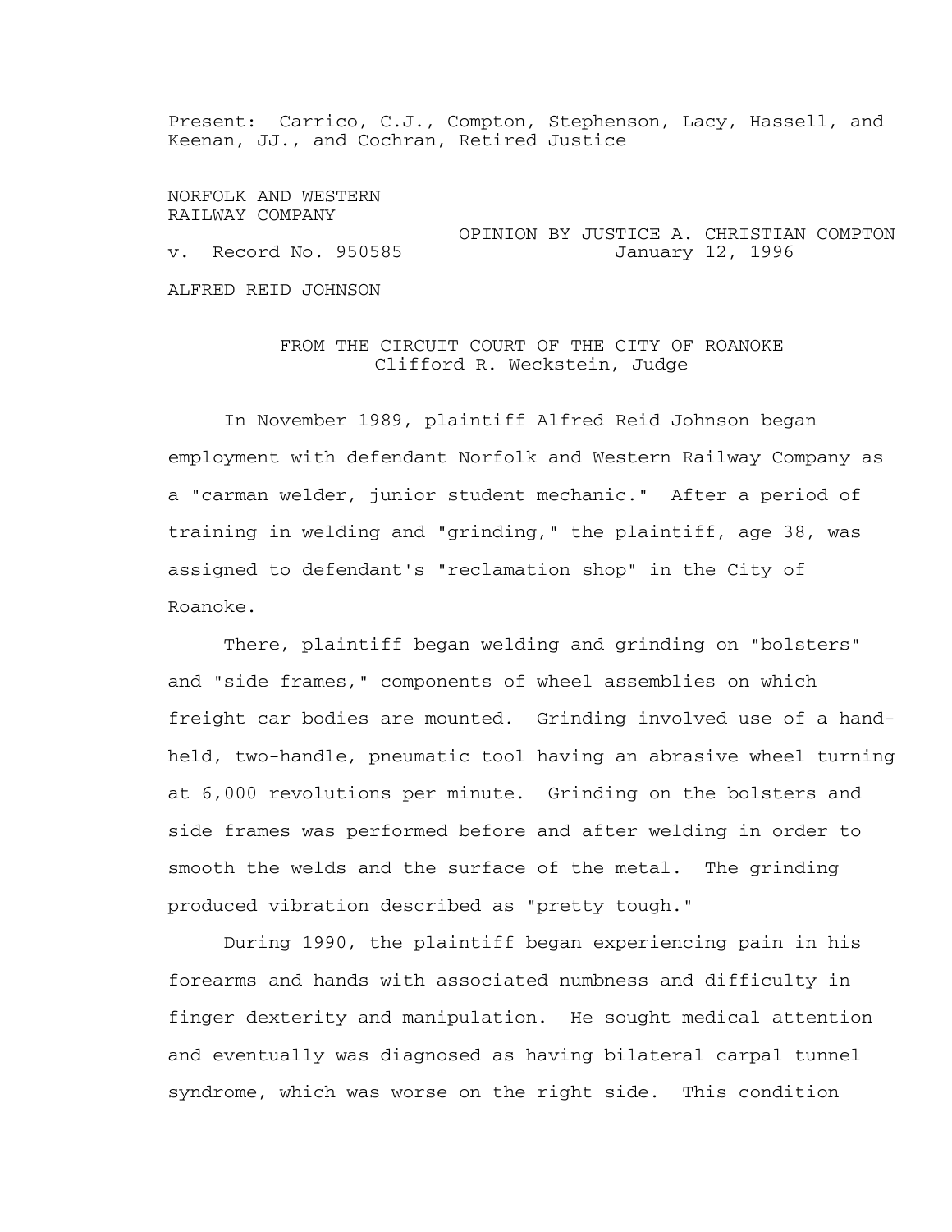Present: Carrico, C.J., Compton, Stephenson, Lacy, Hassell, and Keenan, JJ., and Cochran, Retired Justice

NORFOLK AND WESTERN RAILWAY COMPANY

v. Record No. 950585

OPINION BY JUSTICE A. CHRISTIAN COMPTON
January 12, 1996

ALFRED REID JOHNSON

FROM THE CIRCUIT COURT OF THE CITY OF ROANOKE
Clifford R. Weckstein, Judge

In November 1989, plaintiff Alfred Reid Johnson began employment with defendant Norfolk and Western Railway Company as a "carman welder, junior student mechanic." After a period of training in welding and "grinding," the plaintiff, age 38, was assigned to defendant's "reclamation shop" in the City of Roanoke.

There, plaintiff began welding and grinding on "bolsters" and "side frames," components of wheel assemblies on which freight car bodies are mounted. Grinding involved use of a hand-held, two-handle, pneumatic tool having an abrasive wheel turning at 6,000 revolutions per minute. Grinding on the bolsters and side frames was performed before and after welding in order to smooth the welds and the surface of the metal. The grinding produced vibration described as "pretty tough."

During 1990, the plaintiff began experiencing pain in his forearms and hands with associated numbness and difficulty in finger dexterity and manipulation. He sought medical attention and eventually was diagnosed as having bilateral carpal tunnel syndrome, which was worse on the right side. This condition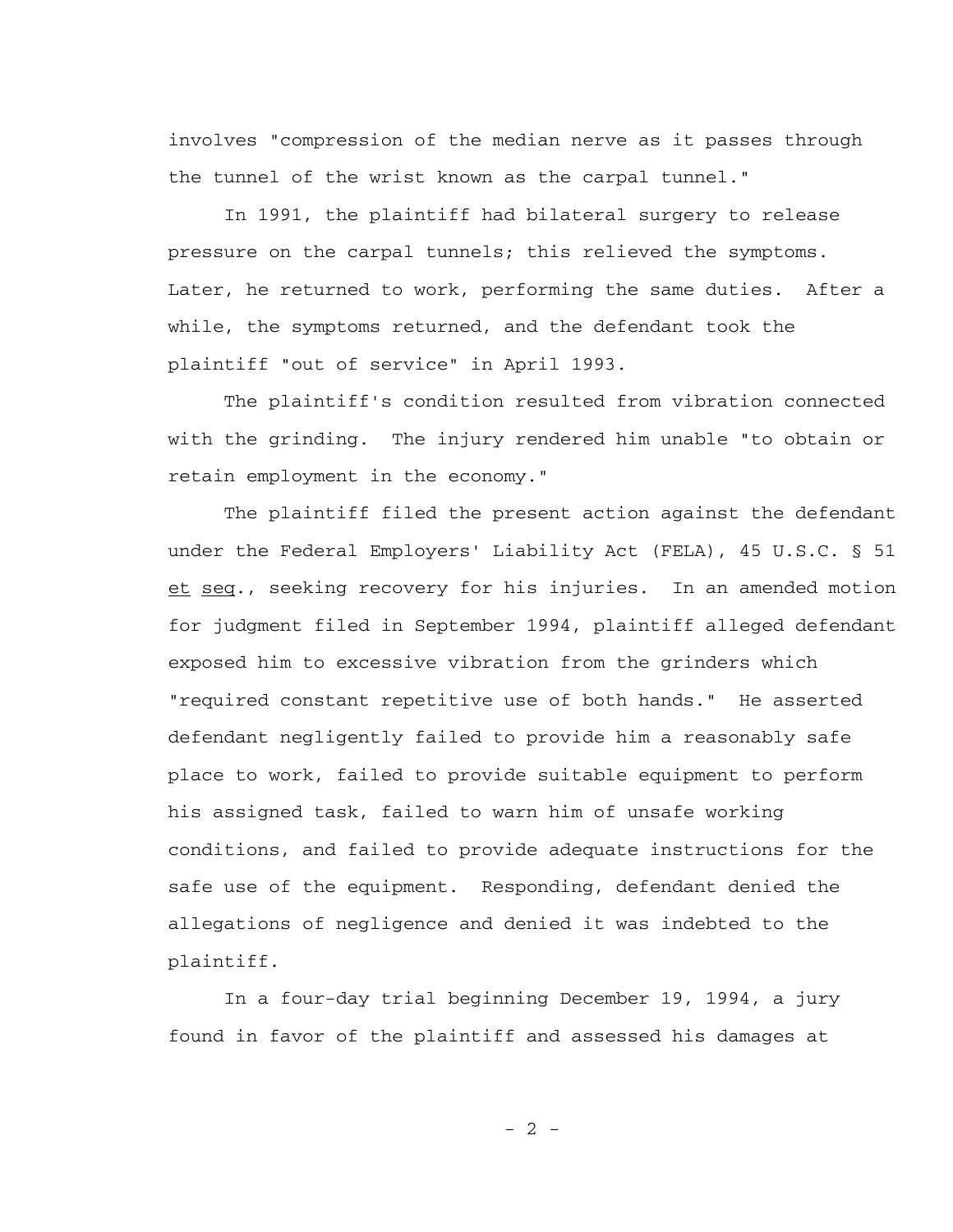involves "compression of the median nerve as it passes through the tunnel of the wrist known as the carpal tunnel."

In 1991, the plaintiff had bilateral surgery to release pressure on the carpal tunnels; this relieved the symptoms. Later, he returned to work, performing the same duties. After a while, the symptoms returned, and the defendant took the plaintiff "out of service" in April 1993.

The plaintiff's condition resulted from vibration connected with the grinding. The injury rendered him unable "to obtain or retain employment in the economy."

The plaintiff filed the present action against the defendant under the Federal Employers' Liability Act (FELA), 45 U.S.C. § 51 et seq., seeking recovery for his injuries. In an amended motion for judgment filed in September 1994, plaintiff alleged defendant exposed him to excessive vibration from the grinders which "required constant repetitive use of both hands." He asserted defendant negligently failed to provide him a reasonably safe place to work, failed to provide suitable equipment to perform his assigned task, failed to warn him of unsafe working conditions, and failed to provide adequate instructions for the safe use of the equipment. Responding, defendant denied the allegations of negligence and denied it was indebted to the plaintiff.

In a four-day trial beginning December 19, 1994, a jury found in favor of the plaintiff and assessed his damages at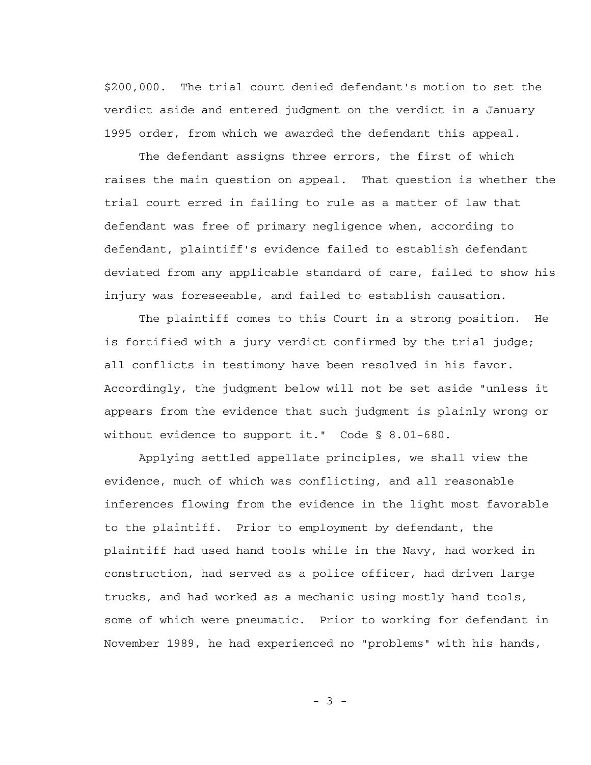$200,000. The trial court denied defendant's motion to set the verdict aside and entered judgment on the verdict in a January 1995 order, from which we awarded the defendant this appeal.

The defendant assigns three errors, the first of which raises the main question on appeal. That question is whether the trial court erred in failing to rule as a matter of law that defendant was free of primary negligence when, according to defendant, plaintiff's evidence failed to establish defendant deviated from any applicable standard of care, failed to show his injury was foreseeable, and failed to establish causation.

The plaintiff comes to this Court in a strong position. He is fortified with a jury verdict confirmed by the trial judge; all conflicts in testimony have been resolved in his favor. Accordingly, the judgment below will not be set aside "unless it appears from the evidence that such judgment is plainly wrong or without evidence to support it." Code § 8.01-680.

Applying settled appellate principles, we shall view the evidence, much of which was conflicting, and all reasonable inferences flowing from the evidence in the light most favorable to the plaintiff. Prior to employment by defendant, the plaintiff had used hand tools while in the Navy, had worked in construction, had served as a police officer, had driven large trucks, and had worked as a mechanic using mostly hand tools, some of which were pneumatic. Prior to working for defendant in November 1989, he had experienced no "problems" with his hands,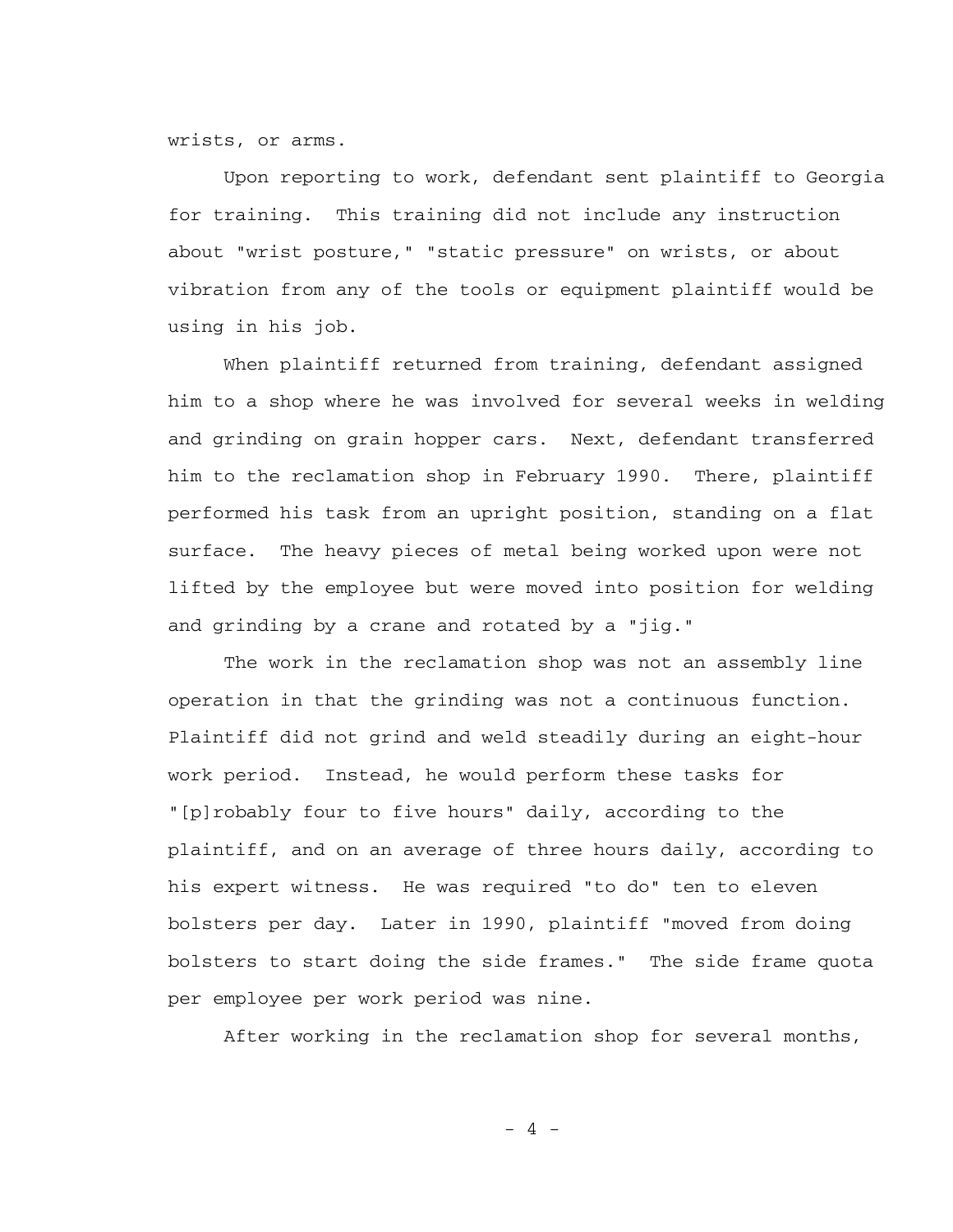wrists, or arms.

Upon reporting to work, defendant sent plaintiff to Georgia for training. This training did not include any instruction about "wrist posture," "static pressure" on wrists, or about vibration from any of the tools or equipment plaintiff would be using in his job.

When plaintiff returned from training, defendant assigned him to a shop where he was involved for several weeks in welding and grinding on grain hopper cars. Next, defendant transferred him to the reclamation shop in February 1990. There, plaintiff performed his task from an upright position, standing on a flat surface. The heavy pieces of metal being worked upon were not lifted by the employee but were moved into position for welding and grinding by a crane and rotated by a "jig."

The work in the reclamation shop was not an assembly line operation in that the grinding was not a continuous function. Plaintiff did not grind and weld steadily during an eight-hour work period. Instead, he would perform these tasks for "[p]robably four to five hours" daily, according to the plaintiff, and on an average of three hours daily, according to his expert witness. He was required "to do" ten to eleven bolsters per day. Later in 1990, plaintiff "moved from doing bolsters to start doing the side frames." The side frame quota per employee per work period was nine.

After working in the reclamation shop for several months,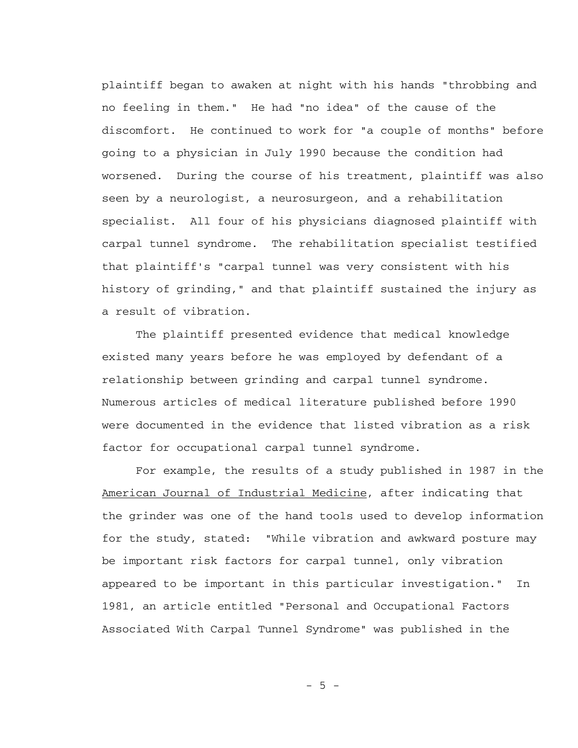plaintiff began to awaken at night with his hands "throbbing and no feeling in them." He had "no idea" of the cause of the discomfort. He continued to work for "a couple of months" before going to a physician in July 1990 because the condition had worsened. During the course of his treatment, plaintiff was also seen by a neurologist, a neurosurgeon, and a rehabilitation specialist. All four of his physicians diagnosed plaintiff with carpal tunnel syndrome. The rehabilitation specialist testified that plaintiff's "carpal tunnel was very consistent with his history of grinding," and that plaintiff sustained the injury as a result of vibration.

The plaintiff presented evidence that medical knowledge existed many years before he was employed by defendant of a relationship between grinding and carpal tunnel syndrome. Numerous articles of medical literature published before 1990 were documented in the evidence that listed vibration as a risk factor for occupational carpal tunnel syndrome.

For example, the results of a study published in 1987 in the <u>American Journal of Industrial Medicine</u>, after indicating that the grinder was one of the hand tools used to develop information for the study, stated: "While vibration and awkward posture may be important risk factors for carpal tunnel, only vibration appeared to be important in this particular investigation." In 1981, an article entitled "Personal and Occupational Factors Associated With Carpal Tunnel Syndrome" was published in the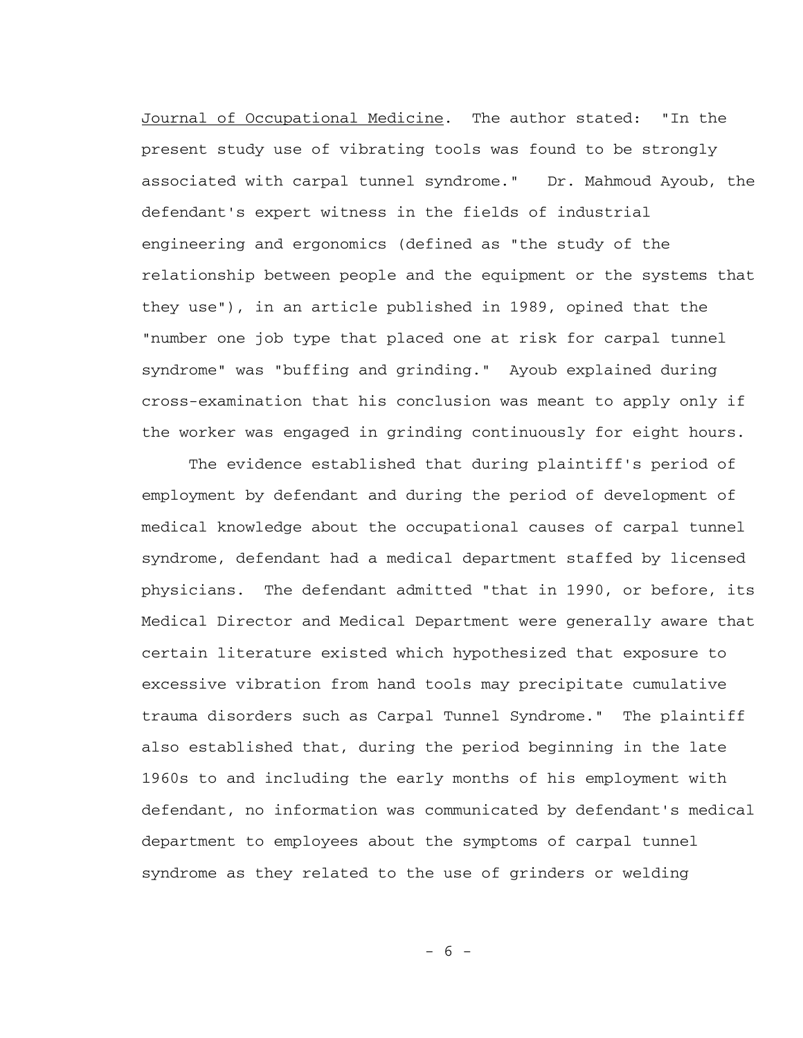*Journal of Occupational Medicine*. The author stated: "In the present study use of vibrating tools was found to be strongly associated with carpal tunnel syndrome." Dr. Mahmoud Ayoub, the defendant's expert witness in the fields of industrial engineering and ergonomics (defined as "the study of the relationship between people and the equipment or the systems that they use"), in an article published in 1989, opined that the "number one job type that placed one at risk for carpal tunnel syndrome" was "buffing and grinding." Ayoub explained during cross-examination that his conclusion was meant to apply only if the worker was engaged in grinding continuously for eight hours.

The evidence established that during plaintiff's period of employment by defendant and during the period of development of medical knowledge about the occupational causes of carpal tunnel syndrome, defendant had a medical department staffed by licensed physicians. The defendant admitted "that in 1990, or before, its Medical Director and Medical Department were generally aware that certain literature existed which hypothesized that exposure to excessive vibration from hand tools may precipitate cumulative trauma disorders such as Carpal Tunnel Syndrome." The plaintiff also established that, during the period beginning in the late 1960s to and including the early months of his employment with defendant, no information was communicated by defendant's medical department to employees about the symptoms of carpal tunnel syndrome as they related to the use of grinders or welding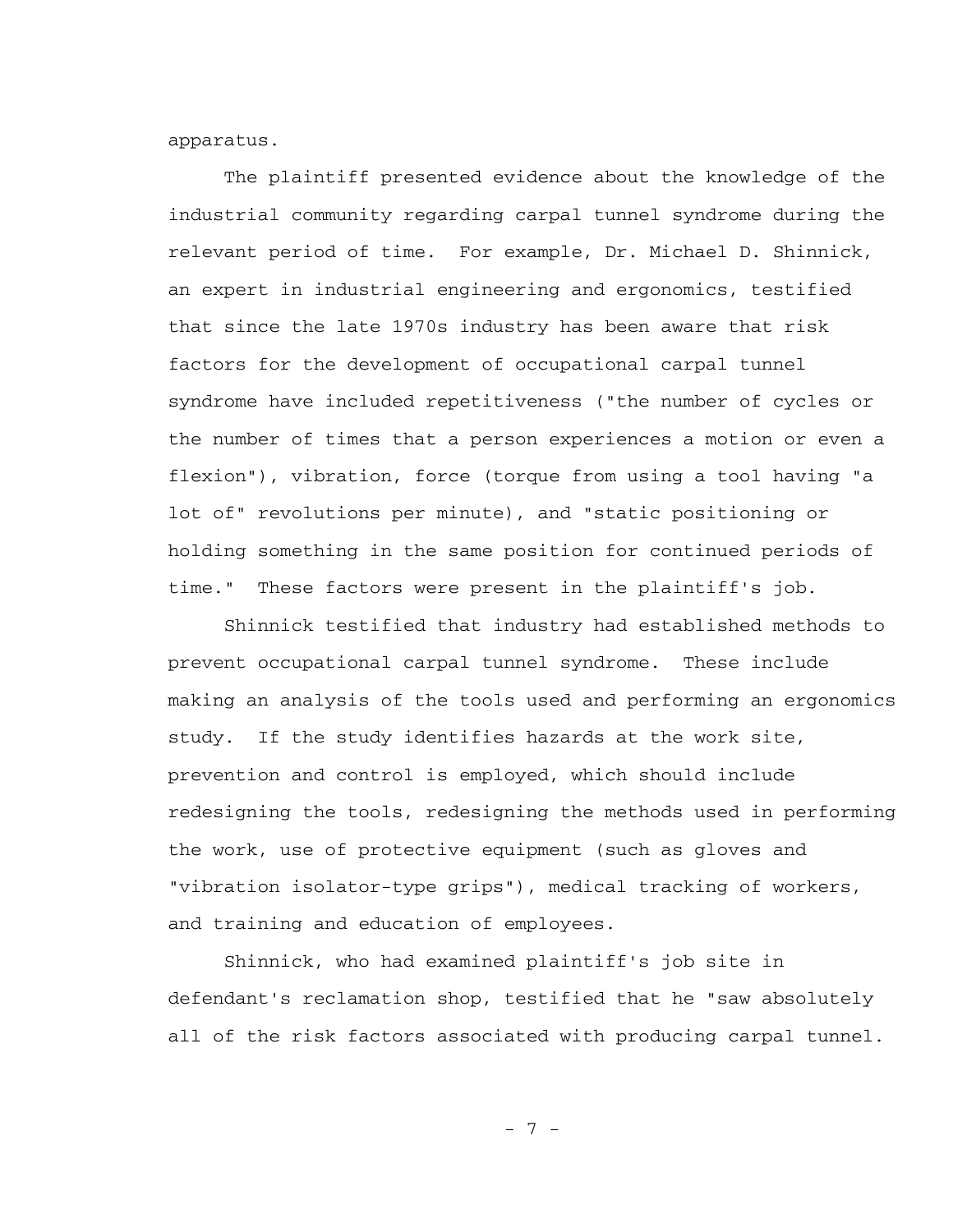apparatus.

The plaintiff presented evidence about the knowledge of the industrial community regarding carpal tunnel syndrome during the relevant period of time. For example, Dr. Michael D. Shinnick, an expert in industrial engineering and ergonomics, testified that since the late 1970s industry has been aware that risk factors for the development of occupational carpal tunnel syndrome have included repetitiveness ("the number of cycles or the number of times that a person experiences a motion or even a flexion"), vibration, force (torque from using a tool having "a lot of" revolutions per minute), and "static positioning or holding something in the same position for continued periods of time." These factors were present in the plaintiff's job.

Shinnick testified that industry had established methods to prevent occupational carpal tunnel syndrome. These include making an analysis of the tools used and performing an ergonomics study. If the study identifies hazards at the work site, prevention and control is employed, which should include redesigning the tools, redesigning the methods used in performing the work, use of protective equipment (such as gloves and "vibration isolator-type grips"), medical tracking of workers, and training and education of employees.

Shinnick, who had examined plaintiff's job site in defendant's reclamation shop, testified that he "saw absolutely all of the risk factors associated with producing carpal tunnel.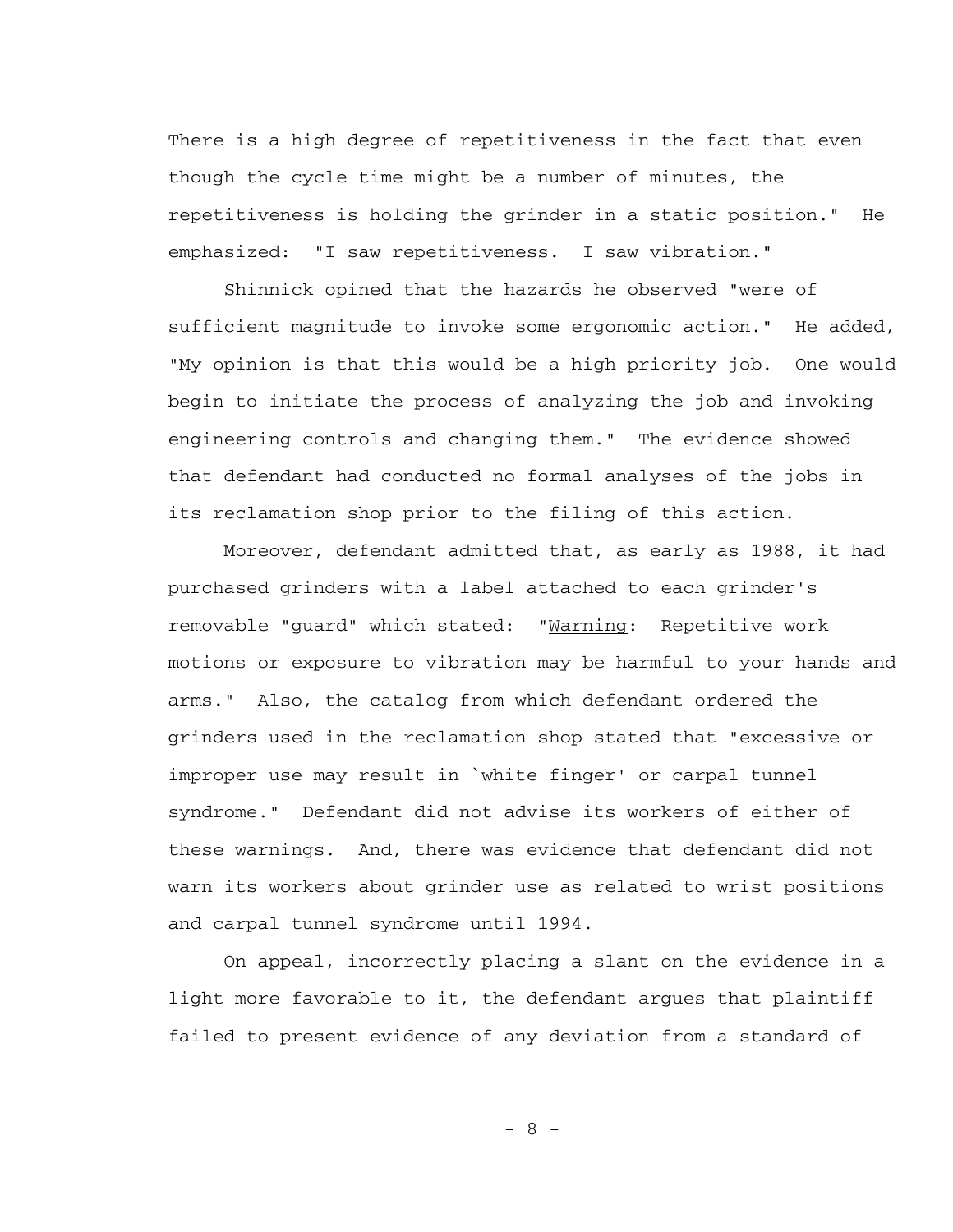There is a high degree of repetitiveness in the fact that even though the cycle time might be a number of minutes, the repetitiveness is holding the grinder in a static position." He emphasized: "I saw repetitiveness. I saw vibration."

Shinnick opined that the hazards he observed "were of sufficient magnitude to invoke some ergonomic action." He added, "My opinion is that this would be a high priority job. One would begin to initiate the process of analyzing the job and invoking engineering controls and changing them." The evidence showed that defendant had conducted no formal analyses of the jobs in its reclamation shop prior to the filing of this action.

Moreover, defendant admitted that, as early as 1988, it had purchased grinders with a label attached to each grinder's removable "guard" which stated: "Warning: Repetitive work motions or exposure to vibration may be harmful to your hands and arms." Also, the catalog from which defendant ordered the grinders used in the reclamation shop stated that "excessive or improper use may result in `white finger' or carpal tunnel syndrome." Defendant did not advise its workers of either of these warnings. And, there was evidence that defendant did not warn its workers about grinder use as related to wrist positions and carpal tunnel syndrome until 1994.

On appeal, incorrectly placing a slant on the evidence in a light more favorable to it, the defendant argues that plaintiff failed to present evidence of any deviation from a standard of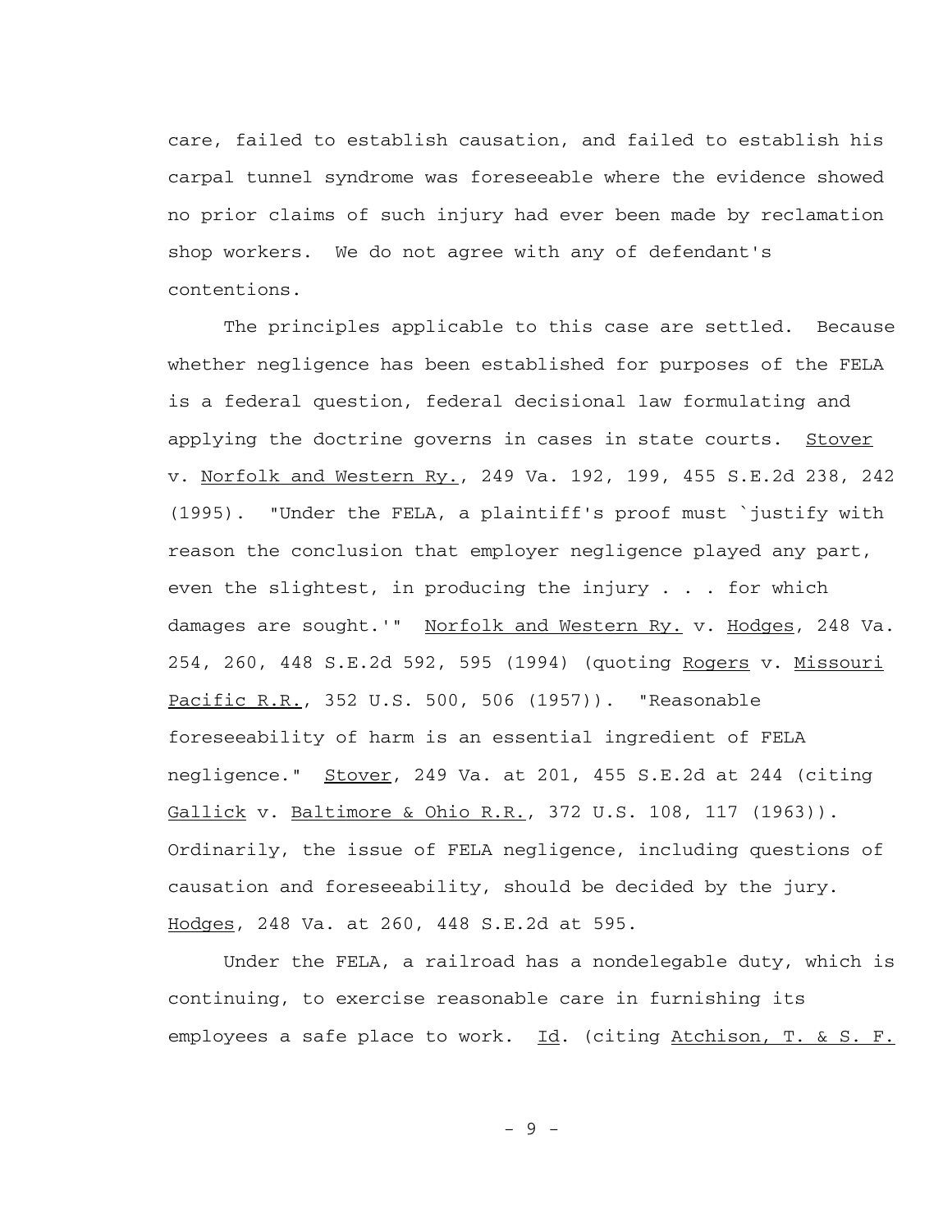care, failed to establish causation, and failed to establish his carpal tunnel syndrome was foreseeable where the evidence showed no prior claims of such injury had ever been made by reclamation shop workers. We do not agree with any of defendant's contentions.

The principles applicable to this case are settled. Because whether negligence has been established for purposes of the FELA is a federal question, federal decisional law formulating and applying the doctrine governs in cases in state courts. Stover v. Norfolk and Western Ry., 249 Va. 192, 199, 455 S.E.2d 238, 242 (1995). "Under the FELA, a plaintiff's proof must `justify with reason the conclusion that employer negligence played any part, even the slightest, in producing the injury . . . for which damages are sought.'" Norfolk and Western Ry. v. Hodges, 248 Va. 254, 260, 448 S.E.2d 592, 595 (1994) (quoting Rogers v. Missouri Pacific R.R., 352 U.S. 500, 506 (1957)). "Reasonable foreseeability of harm is an essential ingredient of FELA negligence." Stover, 249 Va. at 201, 455 S.E.2d at 244 (citing Gallick v. Baltimore & Ohio R.R., 372 U.S. 108, 117 (1963)). Ordinarily, the issue of FELA negligence, including questions of causation and foreseeability, should be decided by the jury. Hodges, 248 Va. at 260, 448 S.E.2d at 595.

Under the FELA, a railroad has a nondelegable duty, which is continuing, to exercise reasonable care in furnishing its employees a safe place to work. Id. (citing Atchison, T. & S. F.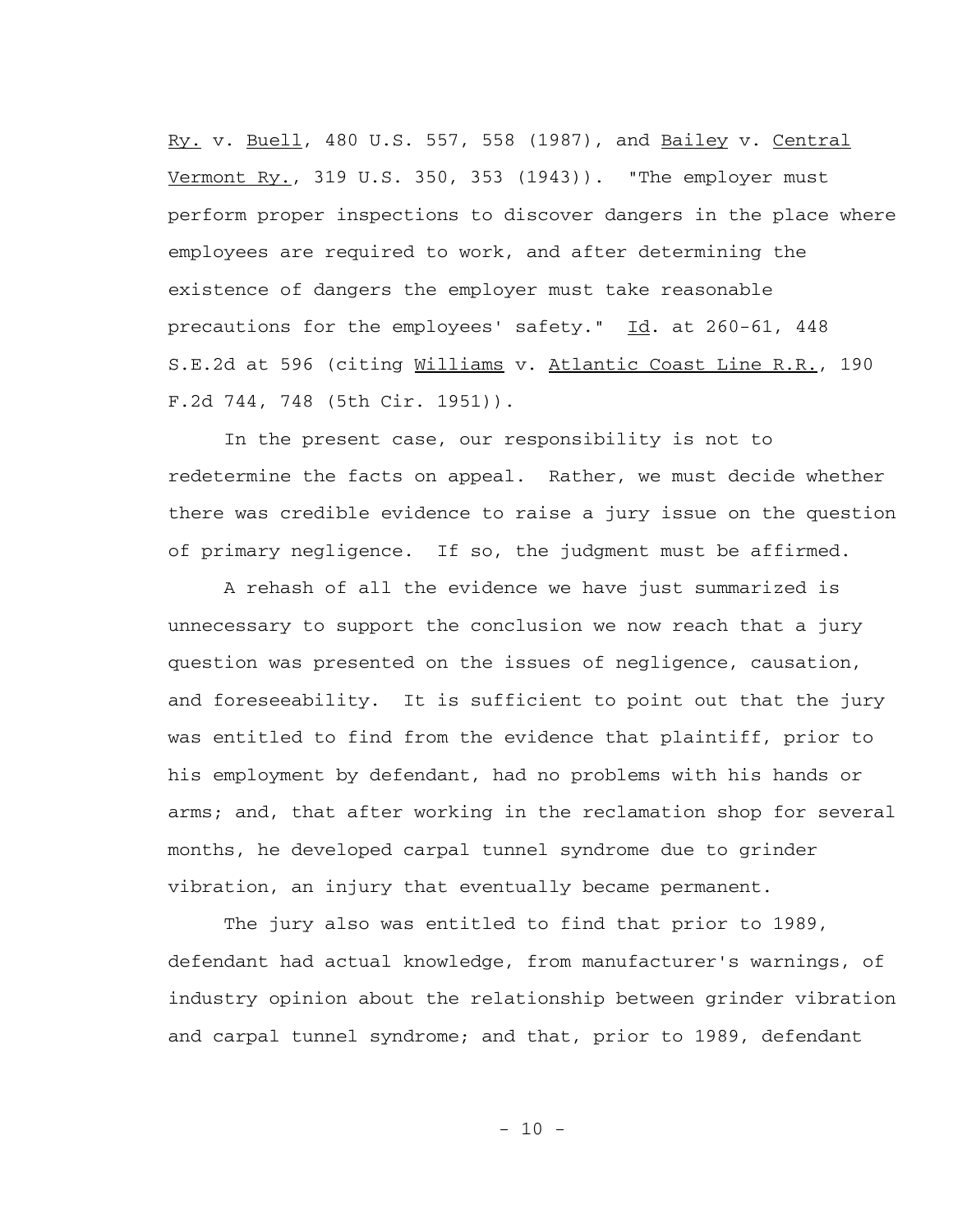Ry. v. Buell, 480 U.S. 557, 558 (1987), and Bailey v. Central Vermont Ry., 319 U.S. 350, 353 (1943)). "The employer must perform proper inspections to discover dangers in the place where employees are required to work, and after determining the existence of dangers the employer must take reasonable precautions for the employees' safety." Id. at 260-61, 448 S.E.2d at 596 (citing Williams v. Atlantic Coast Line R.R., 190 F.2d 744, 748 (5th Cir. 1951)).

In the present case, our responsibility is not to redetermine the facts on appeal. Rather, we must decide whether there was credible evidence to raise a jury issue on the question of primary negligence. If so, the judgment must be affirmed.

A rehash of all the evidence we have just summarized is unnecessary to support the conclusion we now reach that a jury question was presented on the issues of negligence, causation, and foreseeability. It is sufficient to point out that the jury was entitled to find from the evidence that plaintiff, prior to his employment by defendant, had no problems with his hands or arms; and, that after working in the reclamation shop for several months, he developed carpal tunnel syndrome due to grinder vibration, an injury that eventually became permanent.

The jury also was entitled to find that prior to 1989, defendant had actual knowledge, from manufacturer's warnings, of industry opinion about the relationship between grinder vibration and carpal tunnel syndrome; and that, prior to 1989, defendant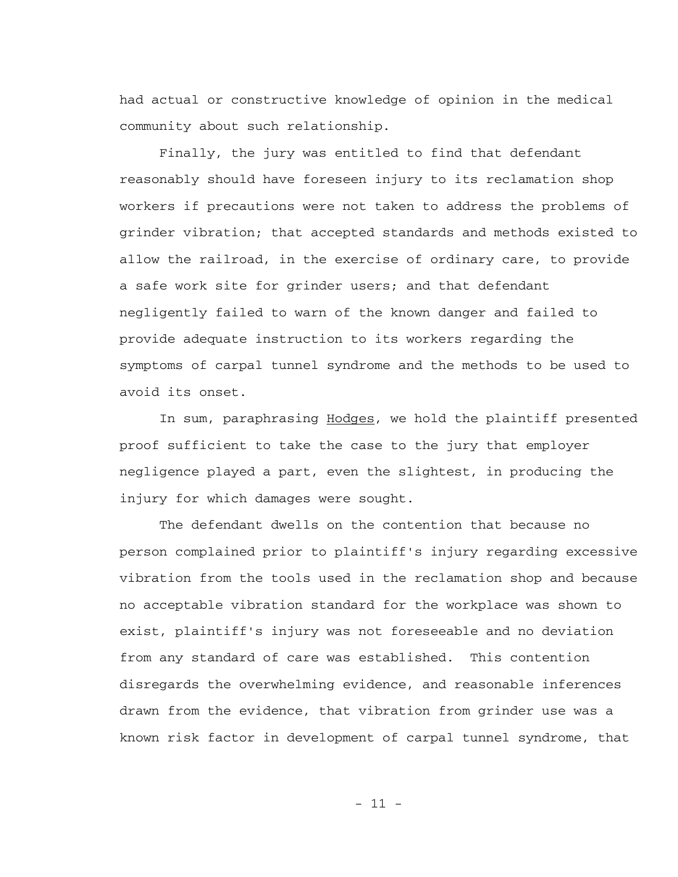had actual or constructive knowledge of opinion in the medical community about such relationship.

Finally, the jury was entitled to find that defendant reasonably should have foreseen injury to its reclamation shop workers if precautions were not taken to address the problems of grinder vibration; that accepted standards and methods existed to allow the railroad, in the exercise of ordinary care, to provide a safe work site for grinder users; and that defendant negligently failed to warn of the known danger and failed to provide adequate instruction to its workers regarding the symptoms of carpal tunnel syndrome and the methods to be used to avoid its onset.

In sum, paraphrasing Hodges, we hold the plaintiff presented proof sufficient to take the case to the jury that employer negligence played a part, even the slightest, in producing the injury for which damages were sought.

The defendant dwells on the contention that because no person complained prior to plaintiff's injury regarding excessive vibration from the tools used in the reclamation shop and because no acceptable vibration standard for the workplace was shown to exist, plaintiff's injury was not foreseeable and no deviation from any standard of care was established. This contention disregards the overwhelming evidence, and reasonable inferences drawn from the evidence, that vibration from grinder use was a known risk factor in development of carpal tunnel syndrome, that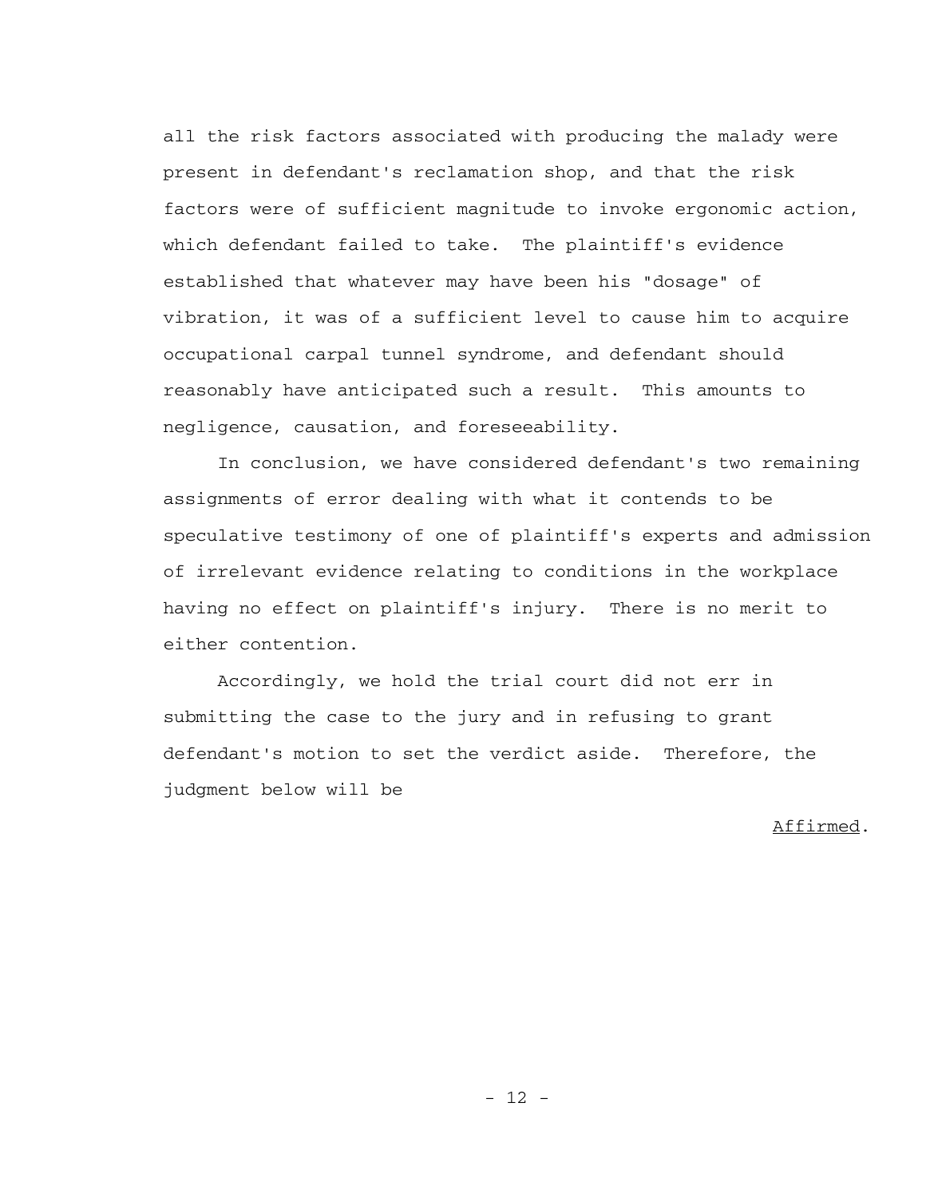all the risk factors associated with producing the malady were present in defendant's reclamation shop, and that the risk factors were of sufficient magnitude to invoke ergonomic action, which defendant failed to take. The plaintiff's evidence established that whatever may have been his "dosage" of vibration, it was of a sufficient level to cause him to acquire occupational carpal tunnel syndrome, and defendant should reasonably have anticipated such a result. This amounts to negligence, causation, and foreseeability.

In conclusion, we have considered defendant's two remaining assignments of error dealing with what it contends to be speculative testimony of one of plaintiff's experts and admission of irrelevant evidence relating to conditions in the workplace having no effect on plaintiff's injury. There is no merit to either contention.

Accordingly, we hold the trial court did not err in submitting the case to the jury and in refusing to grant defendant's motion to set the verdict aside. Therefore, the judgment below will be

Affirmed.